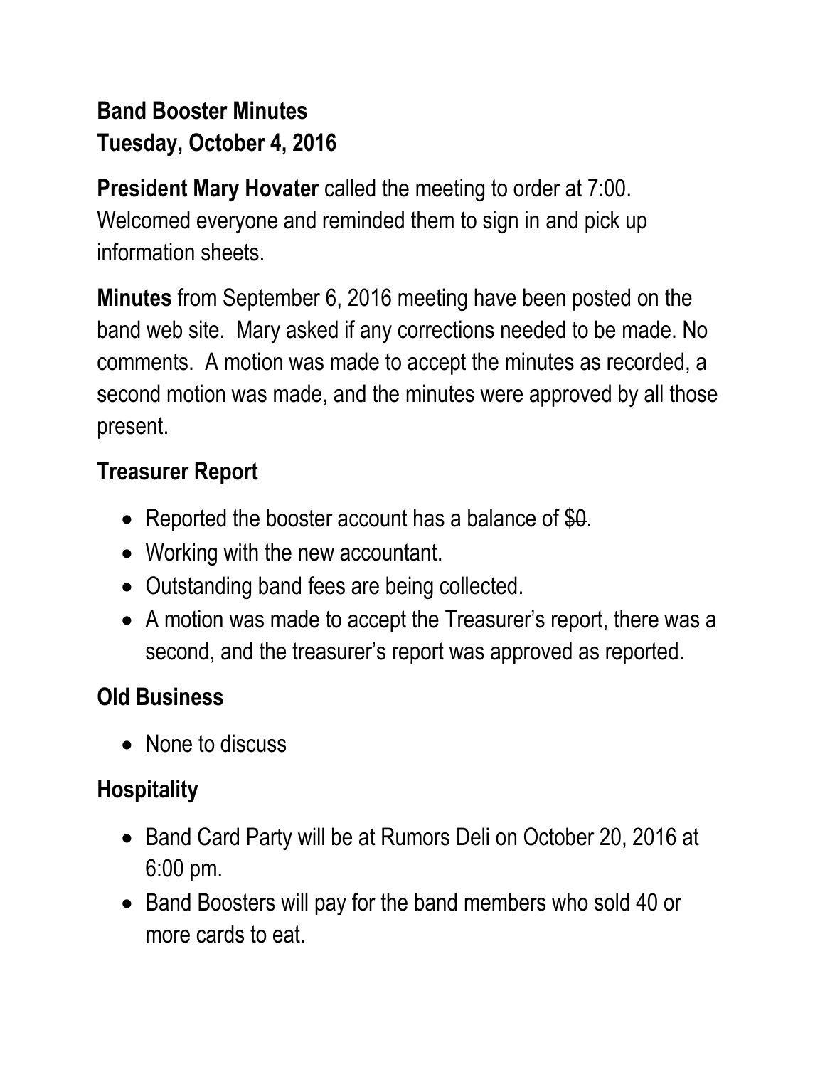**Band Booster Minutes**
**Tuesday, October 4, 2016**

**President Mary Hovater** called the meeting to order at 7:00. Welcomed everyone and reminded them to sign in and pick up information sheets.

**Minutes** from September 6, 2016 meeting have been posted on the band web site. Mary asked if any corrections needed to be made. No comments. A motion was made to accept the minutes as recorded, a second motion was made, and the minutes were approved by all those present.

## Treasurer Report

- Reported the booster account has a balance of ~~$0~~.
- Working with the new accountant.
- Outstanding band fees are being collected.
- A motion was made to accept the Treasurer's report, there was a second, and the treasurer's report was approved as reported.

## Old Business

- None to discuss

## Hospitality

- Band Card Party will be at Rumors Deli on October 20, 2016 at 6:00 pm.
- Band Boosters will pay for the band members who sold 40 or more cards to eat.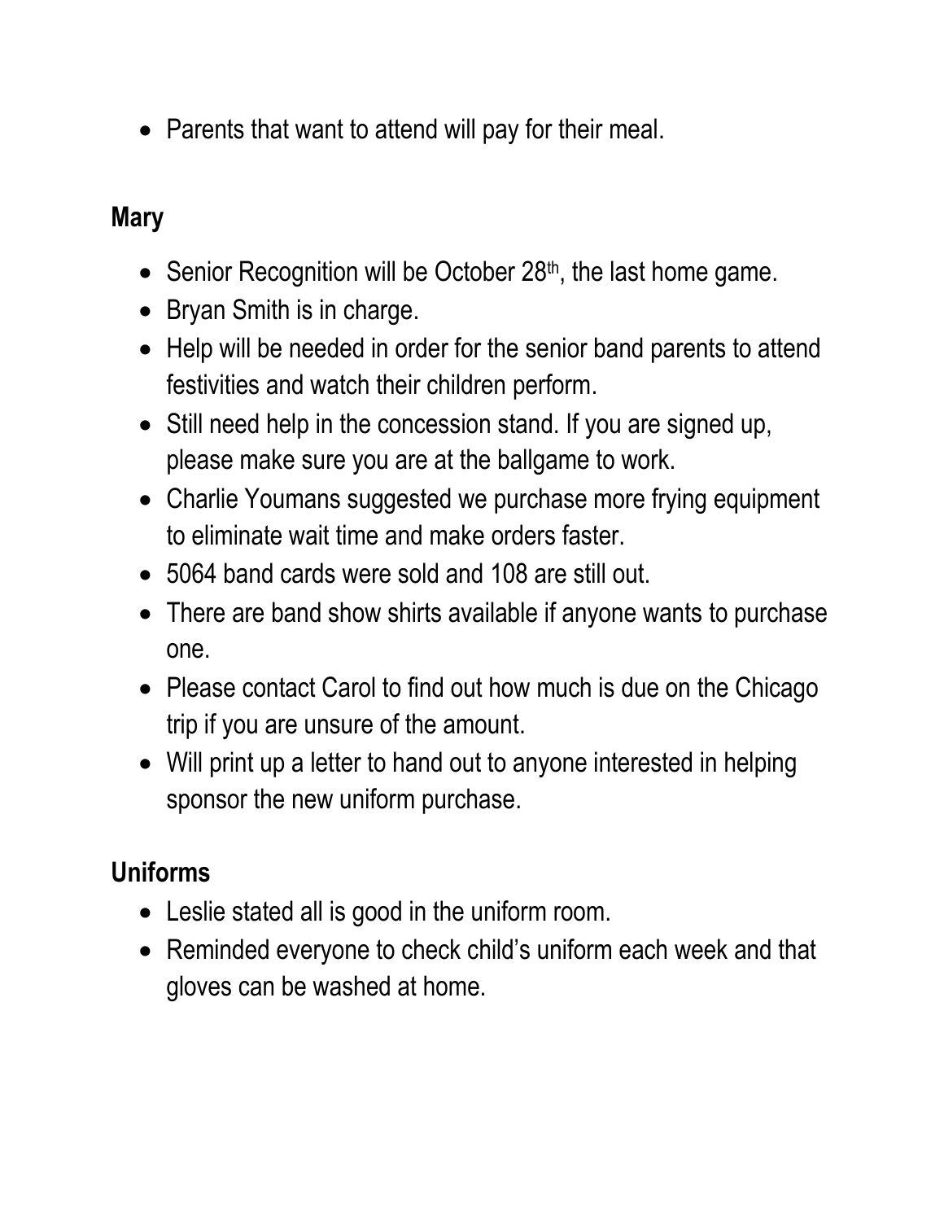- Parents that want to attend will pay for their meal.

**Mary**

- Senior Recognition will be October 28th, the last home game.
- Bryan Smith is in charge.
- Help will be needed in order for the senior band parents to attend festivities and watch their children perform.
- Still need help in the concession stand. If you are signed up, please make sure you are at the ballgame to work.
- Charlie Youmans suggested we purchase more frying equipment to eliminate wait time and make orders faster.
- 5064 band cards were sold and 108 are still out.
- There are band show shirts available if anyone wants to purchase one.
- Please contact Carol to find out how much is due on the Chicago trip if you are unsure of the amount.
- Will print up a letter to hand out to anyone interested in helping sponsor the new uniform purchase.

**Uniforms**

- Leslie stated all is good in the uniform room.
- Reminded everyone to check child's uniform each week and that gloves can be washed at home.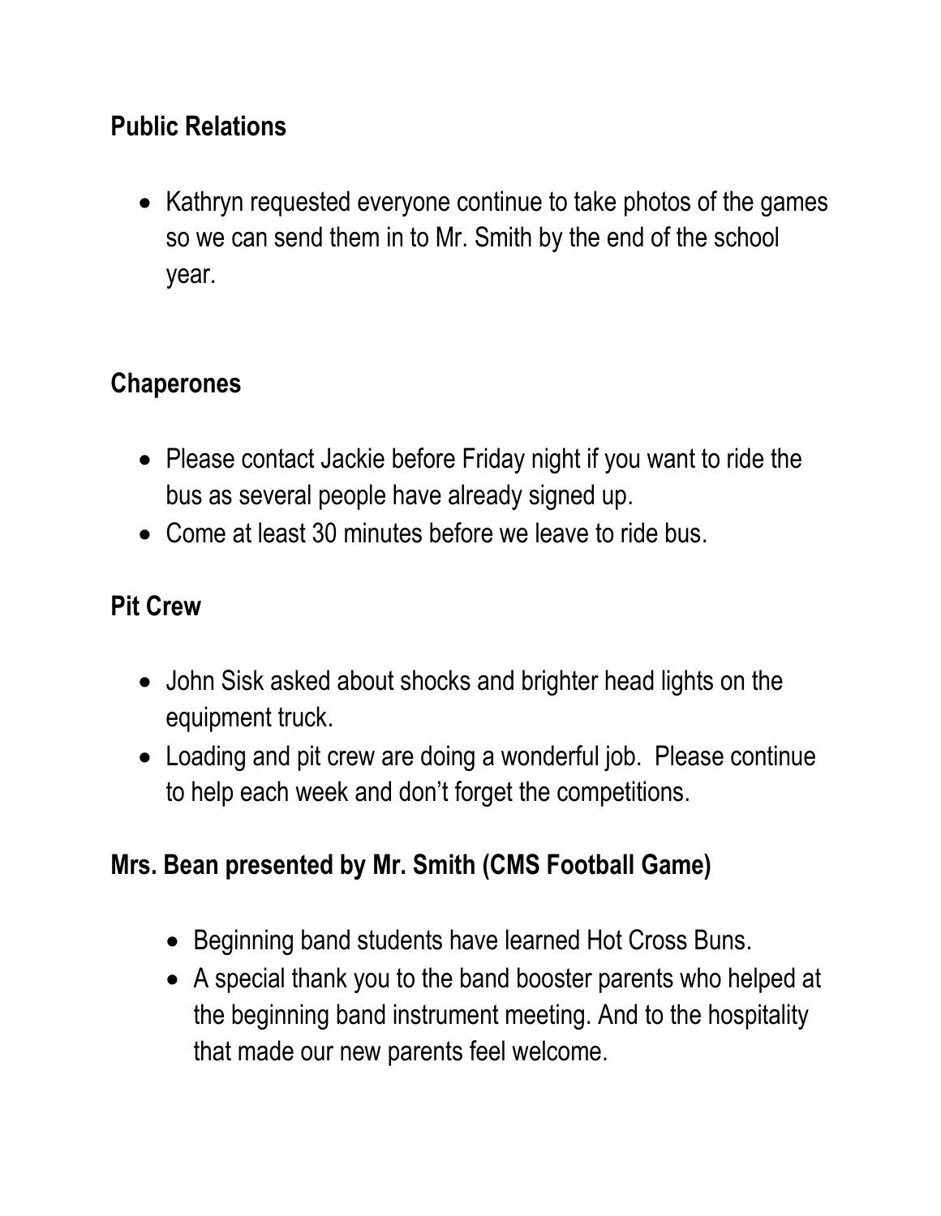**Public Relations**

- Kathryn requested everyone continue to take photos of the games so we can send them in to Mr. Smith by the end of the school year.

**Chaperones**

- Please contact Jackie before Friday night if you want to ride the bus as several people have already signed up.
- Come at least 30 minutes before we leave to ride bus.

**Pit Crew**

- John Sisk asked about shocks and brighter head lights on the equipment truck.
- Loading and pit crew are doing a wonderful job. Please continue to help each week and don't forget the competitions.

**Mrs. Bean presented by Mr. Smith (CMS Football Game)**

- Beginning band students have learned Hot Cross Buns.
- A special thank you to the band booster parents who helped at the beginning band instrument meeting. And to the hospitality that made our new parents feel welcome.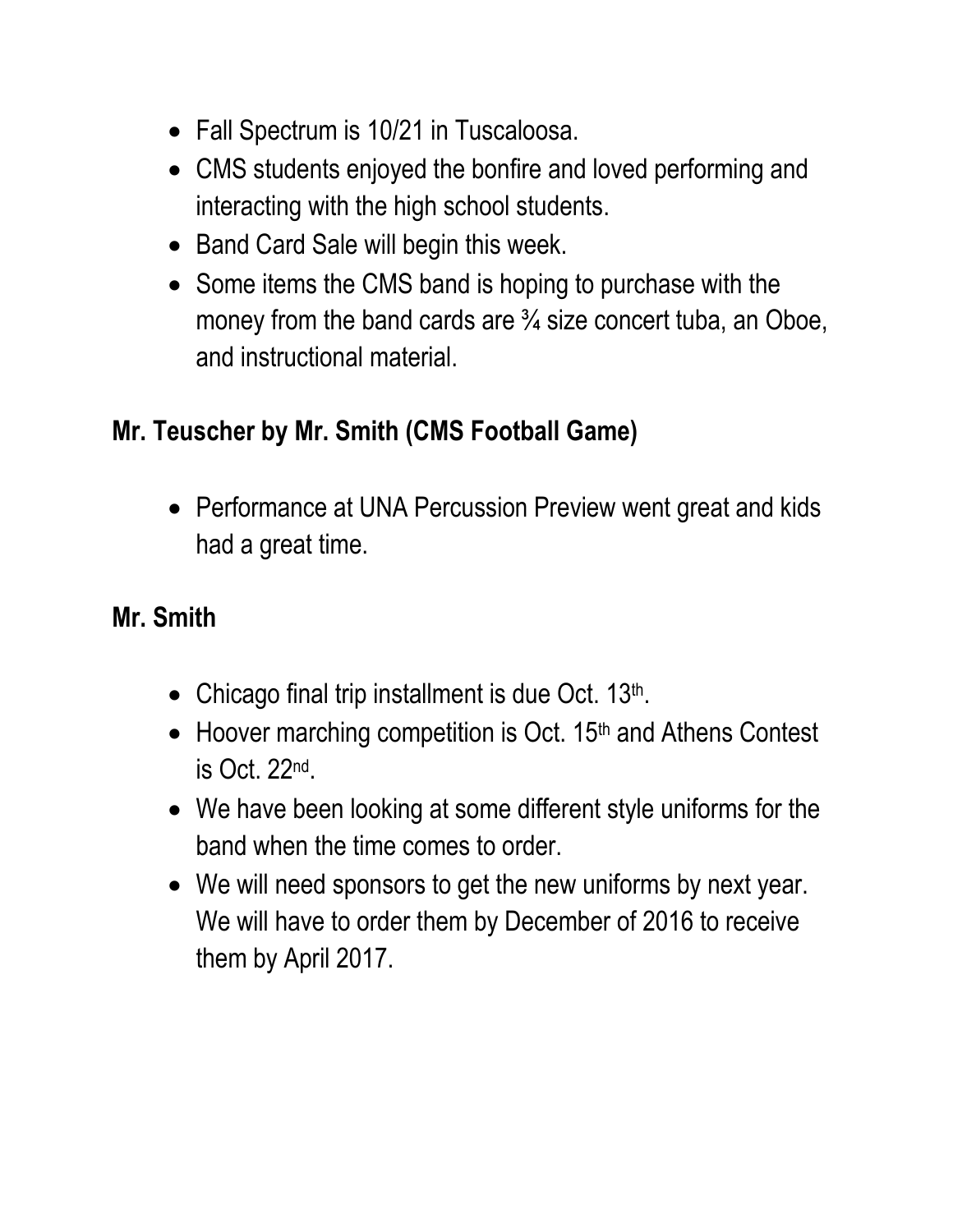- Fall Spectrum is 10/21 in Tuscaloosa.
- CMS students enjoyed the bonfire and loved performing and interacting with the high school students.
- Band Card Sale will begin this week.
- Some items the CMS band is hoping to purchase with the money from the band cards are ¾ size concert tuba, an Oboe, and instructional material.

**Mr. Teuscher by Mr. Smith (CMS Football Game)**

- Performance at UNA Percussion Preview went great and kids had a great time.

**Mr. Smith**

- Chicago final trip installment is due Oct. 13th.
- Hoover marching competition is Oct. 15th and Athens Contest is Oct. 22nd.
- We have been looking at some different style uniforms for the band when the time comes to order.
- We will need sponsors to get the new uniforms by next year. We will have to order them by December of 2016 to receive them by April 2017.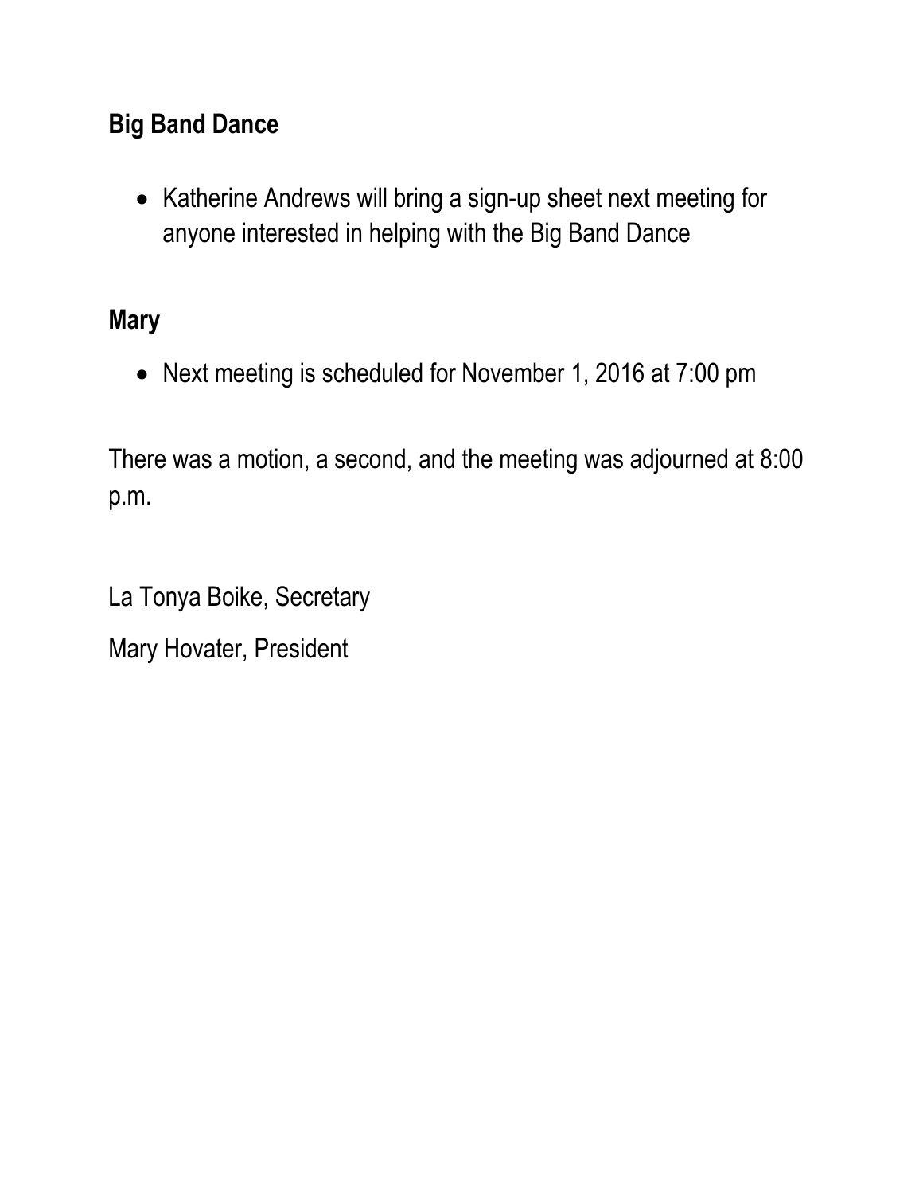### Big Band Dance

- Katherine Andrews will bring a sign-up sheet next meeting for anyone interested in helping with the Big Band Dance

### Mary

- Next meeting is scheduled for November 1, 2016 at 7:00 pm

There was a motion, a second, and the meeting was adjourned at 8:00 p.m.

La Tonya Boike, Secretary

Mary Hovater, President